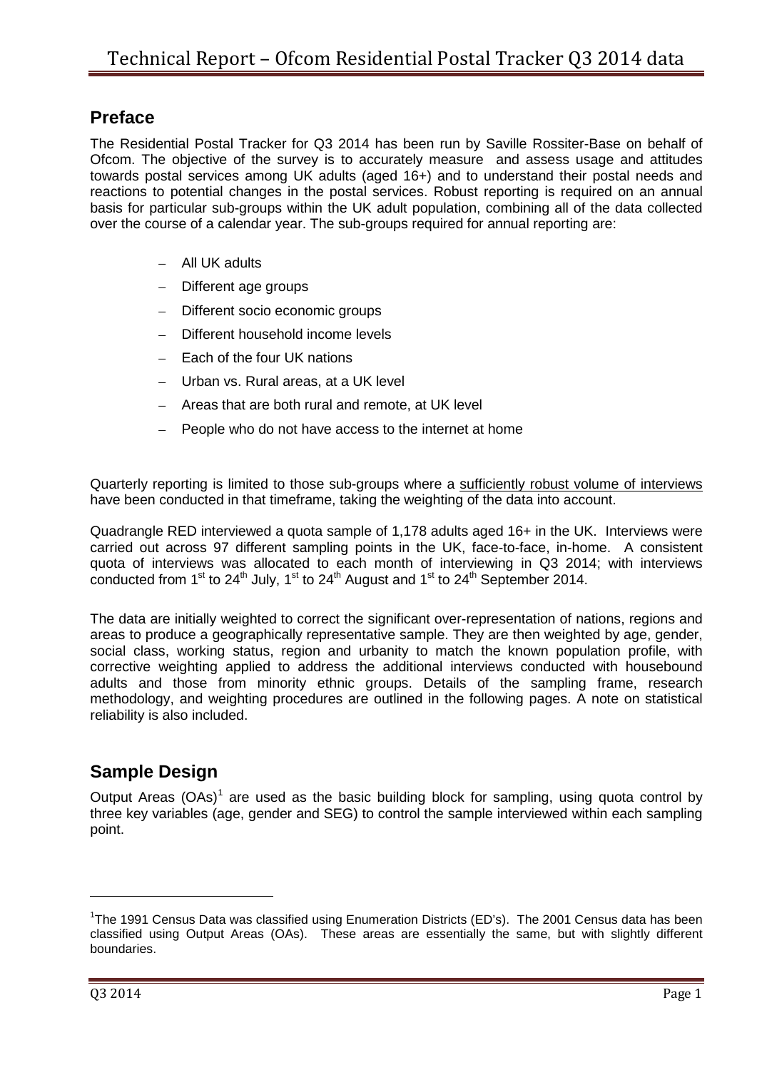# Technical Report – Ofcom Residential Postal Tracker Q3 2014 data

## Preface

The Residential Postal Tracker for Q3 2014 has been run by Saville Rossiter-Base on behalf of Ofcom. The objective of the survey is to accurately measure and assess usage and attitudes towards postal services among UK adults (aged 16+) and to understand their postal needs and reactions to potential changes in the postal services. Robust reporting is required on an annual basis for particular sub-groups within the UK adult population, combining all of the data collected over the course of a calendar year. The sub-groups required for annual reporting are:

- All UK adults
- Different age groups
- Different socio economic groups
- Different household income levels
- Each of the four UK nations
- Urban vs. Rural areas, at a UK level
- Areas that are both rural and remote, at UK level
- People who do not have access to the internet at home

Quarterly reporting is limited to those sub-groups where a sufficiently robust volume of interviews have been conducted in that timeframe, taking the weighting of the data into account.

Quadrangle RED interviewed a quota sample of 1,178 adults aged 16+ in the UK. Interviews were carried out across 97 different sampling points in the UK, face-to-face, in-home. A consistent quota of interviews was allocated to each month of interviewing in Q3 2014; with interviews conducted from 1st to 24th July, 1st to 24th August and 1st to 24th September 2014.

The data are initially weighted to correct the significant over-representation of nations, regions and areas to produce a geographically representative sample. They are then weighted by age, gender, social class, working status, region and urbanity to match the known population profile, with corrective weighting applied to address the additional interviews conducted with housebound adults and those from minority ethnic groups. Details of the sampling frame, research methodology, and weighting procedures are outlined in the following pages. A note on statistical reliability is also included.

## Sample Design

Output Areas (OAs)[1] are used as the basic building block for sampling, using quota control by three key variables (age, gender and SEG) to control the sample interviewed within each sampling point.

[1] The 1991 Census Data was classified using Enumeration Districts (ED's). The 2001 Census data has been classified using Output Areas (OAs). These areas are essentially the same, but with slightly different boundaries.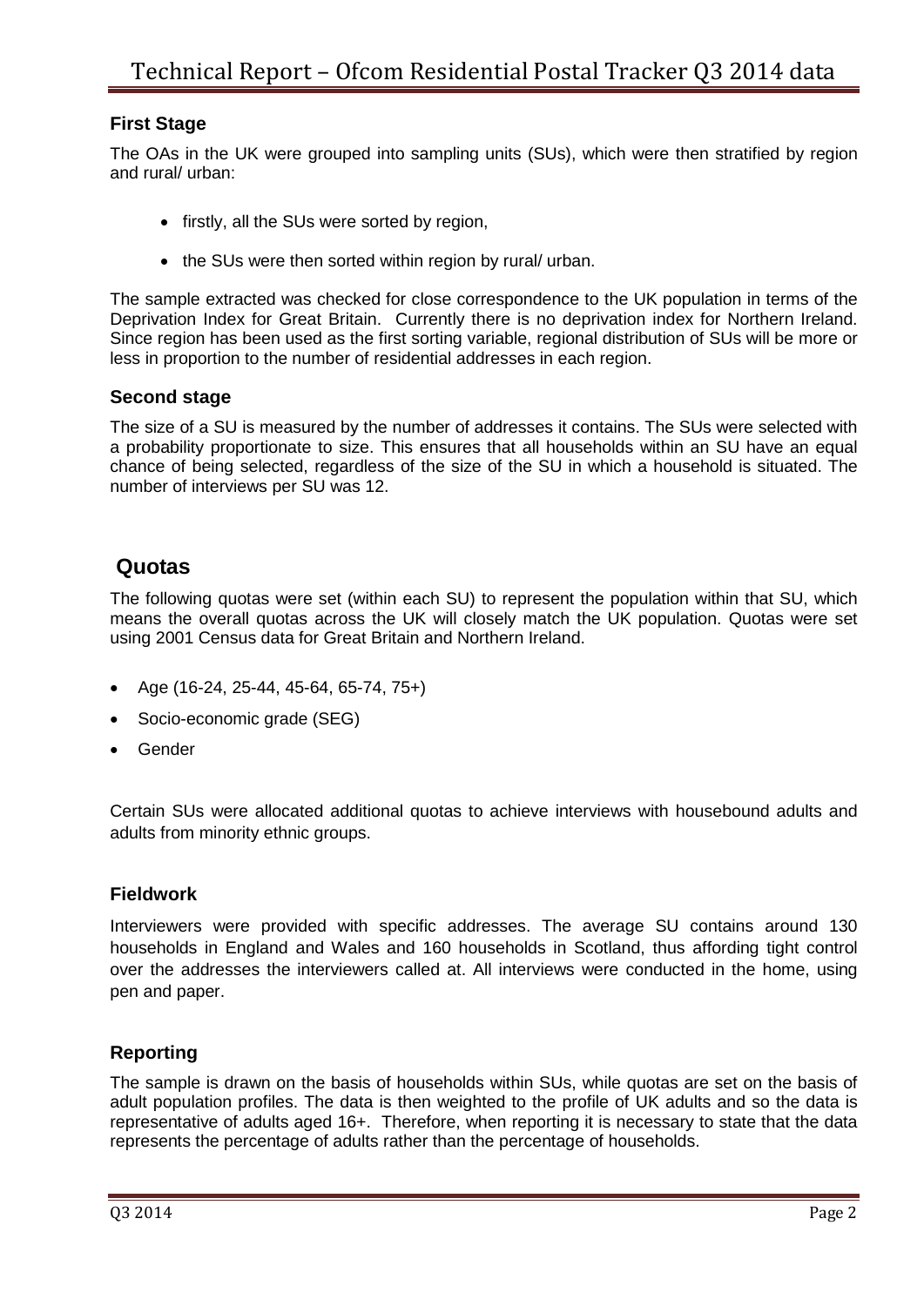### First Stage

The OAs in the UK were grouped into sampling units (SUs), which were then stratified by region and rural/ urban:

- firstly, all the SUs were sorted by region,
- the SUs were then sorted within region by rural/ urban.

The sample extracted was checked for close correspondence to the UK population in terms of the Deprivation Index for Great Britain. Currently there is no deprivation index for Northern Ireland. Since region has been used as the first sorting variable, regional distribution of SUs will be more or less in proportion to the number of residential addresses in each region.

### Second stage

The size of a SU is measured by the number of addresses it contains. The SUs were selected with a probability proportionate to size. This ensures that all households within an SU have an equal chance of being selected, regardless of the size of the SU in which a household is situated. The number of interviews per SU was 12.

## Quotas

The following quotas were set (within each SU) to represent the population within that SU, which means the overall quotas across the UK will closely match the UK population. Quotas were set using 2001 Census data for Great Britain and Northern Ireland.

- Age (16-24, 25-44, 45-64, 65-74, 75+)
- Socio-economic grade (SEG)
- Gender

Certain SUs were allocated additional quotas to achieve interviews with housebound adults and adults from minority ethnic groups.

### Fieldwork

Interviewers were provided with specific addresses. The average SU contains around 130 households in England and Wales and 160 households in Scotland, thus affording tight control over the addresses the interviewers called at. All interviews were conducted in the home, using pen and paper.

### Reporting

The sample is drawn on the basis of households within SUs, while quotas are set on the basis of adult population profiles. The data is then weighted to the profile of UK adults and so the data is representative of adults aged 16+. Therefore, when reporting it is necessary to state that the data represents the percentage of adults rather than the percentage of households.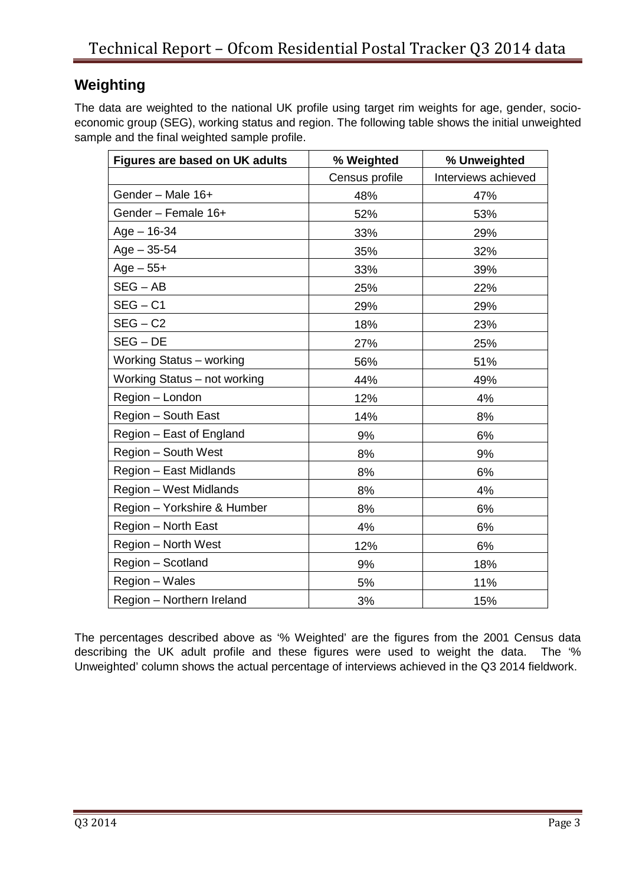## Weighting

The data are weighted to the national UK profile using target rim weights for age, gender, socio-economic group (SEG), working status and region. The following table shows the initial unweighted sample and the final weighted sample profile.

| Figures are based on UK adults | % Weighted | % Unweighted |
|---|---|---|
| | Census profile | Interviews achieved |
| Gender – Male 16+ | 48% | 47% |
| Gender – Female 16+ | 52% | 53% |
| Age – 16-34 | 33% | 29% |
| Age – 35-54 | 35% | 32% |
| Age – 55+ | 33% | 39% |
| SEG – AB | 25% | 22% |
| SEG – C1 | 29% | 29% |
| SEG – C2 | 18% | 23% |
| SEG – DE | 27% | 25% |
| Working Status – working | 56% | 51% |
| Working Status – not working | 44% | 49% |
| Region – London | 12% | 4% |
| Region – South East | 14% | 8% |
| Region – East of England | 9% | 6% |
| Region – South West | 8% | 9% |
| Region – East Midlands | 8% | 6% |
| Region – West Midlands | 8% | 4% |
| Region – Yorkshire & Humber | 8% | 6% |
| Region – North East | 4% | 6% |
| Region – North West | 12% | 6% |
| Region – Scotland | 9% | 18% |
| Region – Wales | 5% | 11% |
| Region – Northern Ireland | 3% | 15% |

The percentages described above as '% Weighted' are the figures from the 2001 Census data describing the UK adult profile and these figures were used to weight the data. The '% Unweighted' column shows the actual percentage of interviews achieved in the Q3 2014 fieldwork.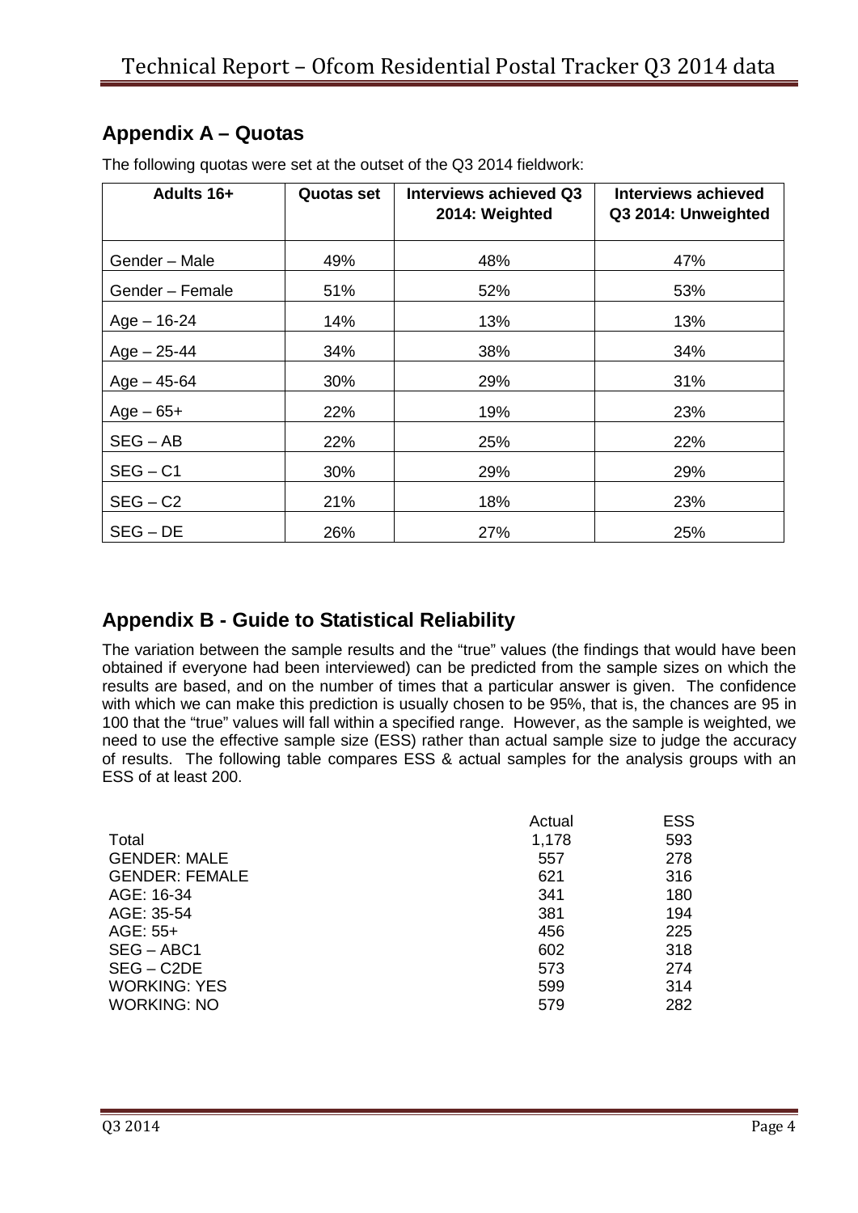## Appendix A – Quotas

The following quotas were set at the outset of the Q3 2014 fieldwork:

| Adults 16+ | Quotas set | Interviews achieved Q3 2014: Weighted | Interviews achieved Q3 2014: Unweighted |
|---|---|---|---|
| Gender – Male | 49% | 48% | 47% |
| Gender – Female | 51% | 52% | 53% |
| Age – 16-24 | 14% | 13% | 13% |
| Age – 25-44 | 34% | 38% | 34% |
| Age – 45-64 | 30% | 29% | 31% |
| Age – 65+ | 22% | 19% | 23% |
| SEG – AB | 22% | 25% | 22% |
| SEG – C1 | 30% | 29% | 29% |
| SEG – C2 | 21% | 18% | 23% |
| SEG – DE | 26% | 27% | 25% |

## Appendix B - Guide to Statistical Reliability

The variation between the sample results and the "true" values (the findings that would have been obtained if everyone had been interviewed) can be predicted from the sample sizes on which the results are based, and on the number of times that a particular answer is given. The confidence with which we can make this prediction is usually chosen to be 95%, that is, the chances are 95 in 100 that the "true" values will fall within a specified range. However, as the sample is weighted, we need to use the effective sample size (ESS) rather than actual sample size to judge the accuracy of results. The following table compares ESS & actual samples for the analysis groups with an ESS of at least 200.

| | Actual | ESS |
|---|---|---|
| Total | 1,178 | 593 |
| GENDER: MALE | 557 | 278 |
| GENDER: FEMALE | 621 | 316 |
| AGE: 16-34 | 341 | 180 |
| AGE: 35-54 | 381 | 194 |
| AGE: 55+ | 456 | 225 |
| SEG – ABC1 | 602 | 318 |
| SEG – C2DE | 573 | 274 |
| WORKING: YES | 599 | 314 |
| WORKING: NO | 579 | 282 |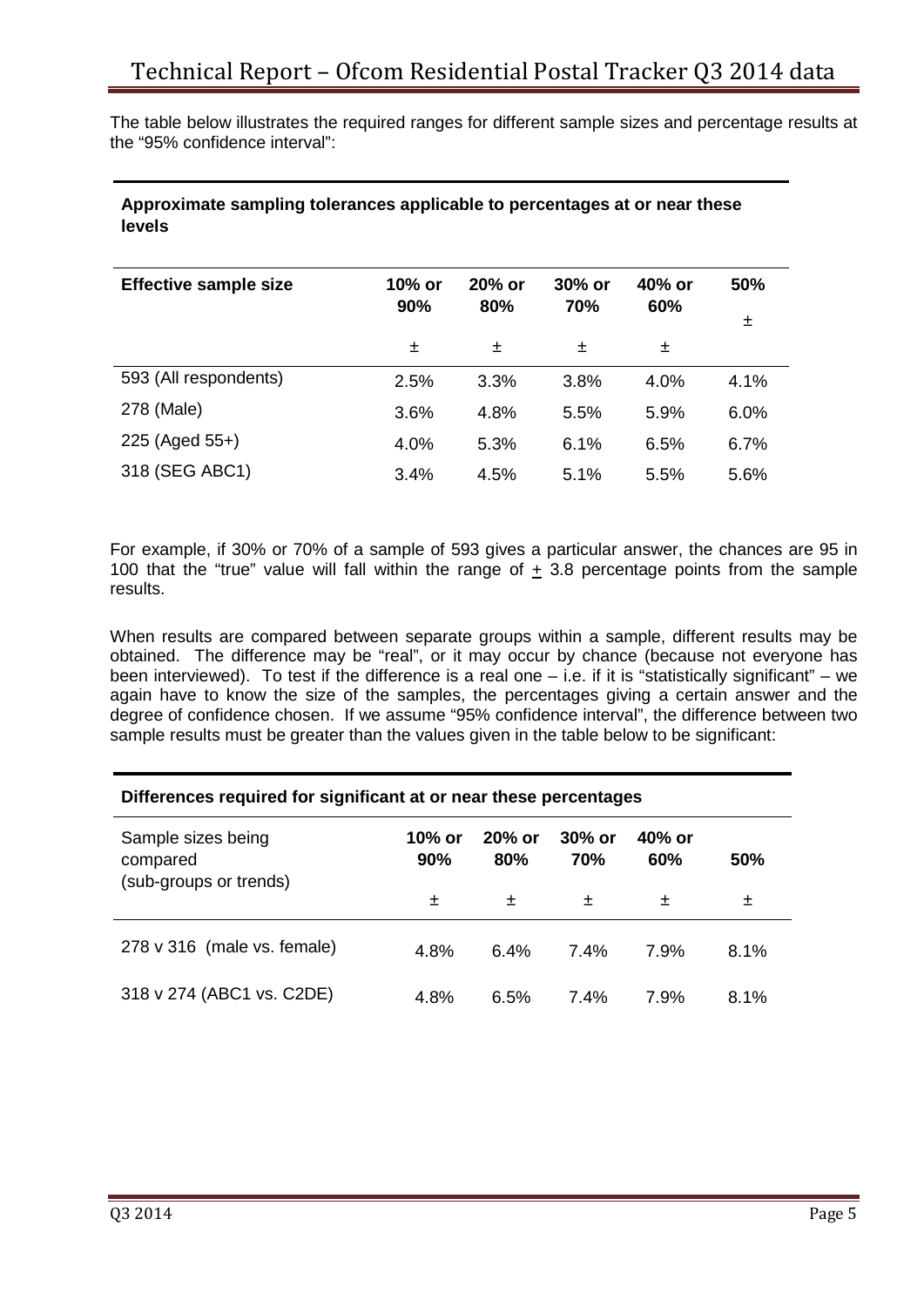The table below illustrates the required ranges for different sample sizes and percentage results at the "95% confidence interval":

**Approximate sampling tolerances applicable to percentages at or near these levels**

| Effective sample size | 10% or 90% ± | 20% or 80% ± | 30% or 70% ± | 40% or 60% ± | 50% ± |
|---|---|---|---|---|---|
| 593 (All respondents) | 2.5% | 3.3% | 3.8% | 4.0% | 4.1% |
| 278 (Male) | 3.6% | 4.8% | 5.5% | 5.9% | 6.0% |
| 225 (Aged 55+) | 4.0% | 5.3% | 6.1% | 6.5% | 6.7% |
| 318 (SEG ABC1) | 3.4% | 4.5% | 5.1% | 5.5% | 5.6% |

For example, if 30% or 70% of a sample of 593 gives a particular answer, the chances are 95 in 100 that the "true" value will fall within the range of ± 3.8 percentage points from the sample results.

When results are compared between separate groups within a sample, different results may be obtained. The difference may be "real", or it may occur by chance (because not everyone has been interviewed). To test if the difference is a real one – i.e. if it is "statistically significant" – we again have to know the size of the samples, the percentages giving a certain answer and the degree of confidence chosen. If we assume "95% confidence interval", the difference between two sample results must be greater than the values given in the table below to be significant:

**Differences required for significant at or near these percentages**

| Sample sizes being compared (sub-groups or trends) | 10% or 90% ± | 20% or 80% ± | 30% or 70% ± | 40% or 60% ± | 50% ± |
|---|---|---|---|---|---|
| 278 v 316 (male vs. female) | 4.8% | 6.4% | 7.4% | 7.9% | 8.1% |
| 318 v 274 (ABC1 vs. C2DE) | 4.8% | 6.5% | 7.4% | 7.9% | 8.1% |